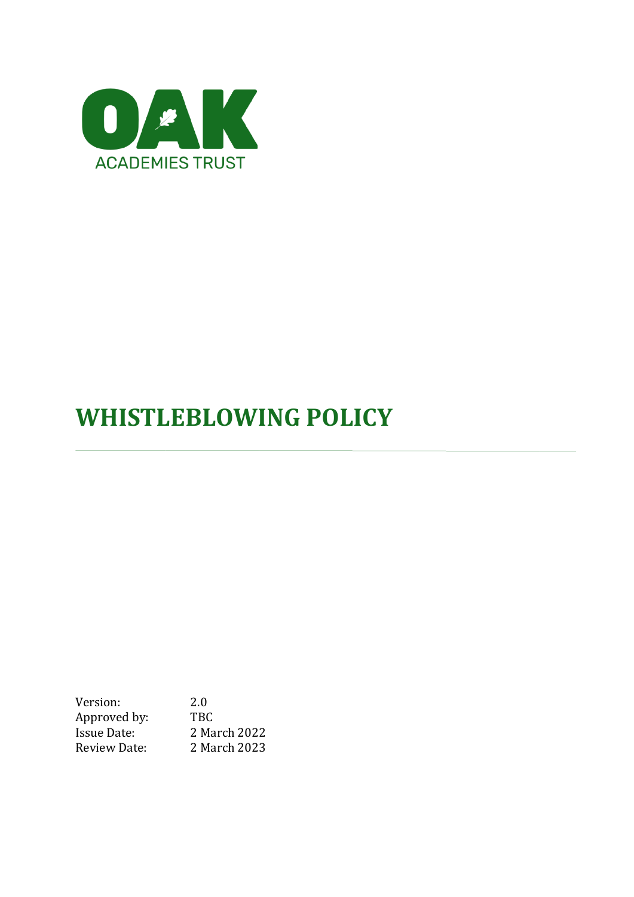OAK

ACADEMIES TRUST

# WHISTLEBLOWING POLICY

---

| | |
|---|---|
| Version: | 2.0 |
| Approved by: | TBC |
| Issue Date: | 2 March 2022 |
| Review Date: | 2 March 2023 |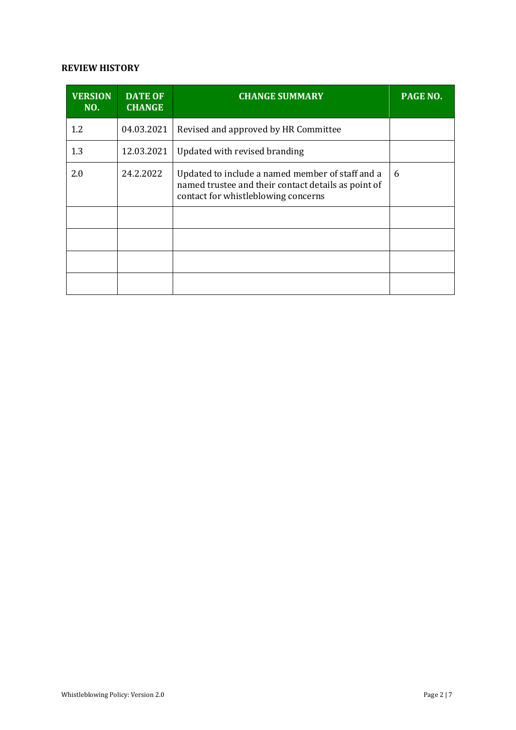**REVIEW HISTORY**

| VERSION NO. | DATE OF CHANGE | CHANGE SUMMARY | PAGE NO. |
|---|---|---|---|
| 1.2 | 04.03.2021 | Revised and approved by HR Committee | |
| 1.3 | 12.03.2021 | Updated with revised branding | |
| 2.0 | 24.2.2022 | Updated to include a named member of staff and a named trustee and their contact details as point of contact for whistleblowing concerns | 6 |
| | | | |
| | | | |
| | | | |
| | | | |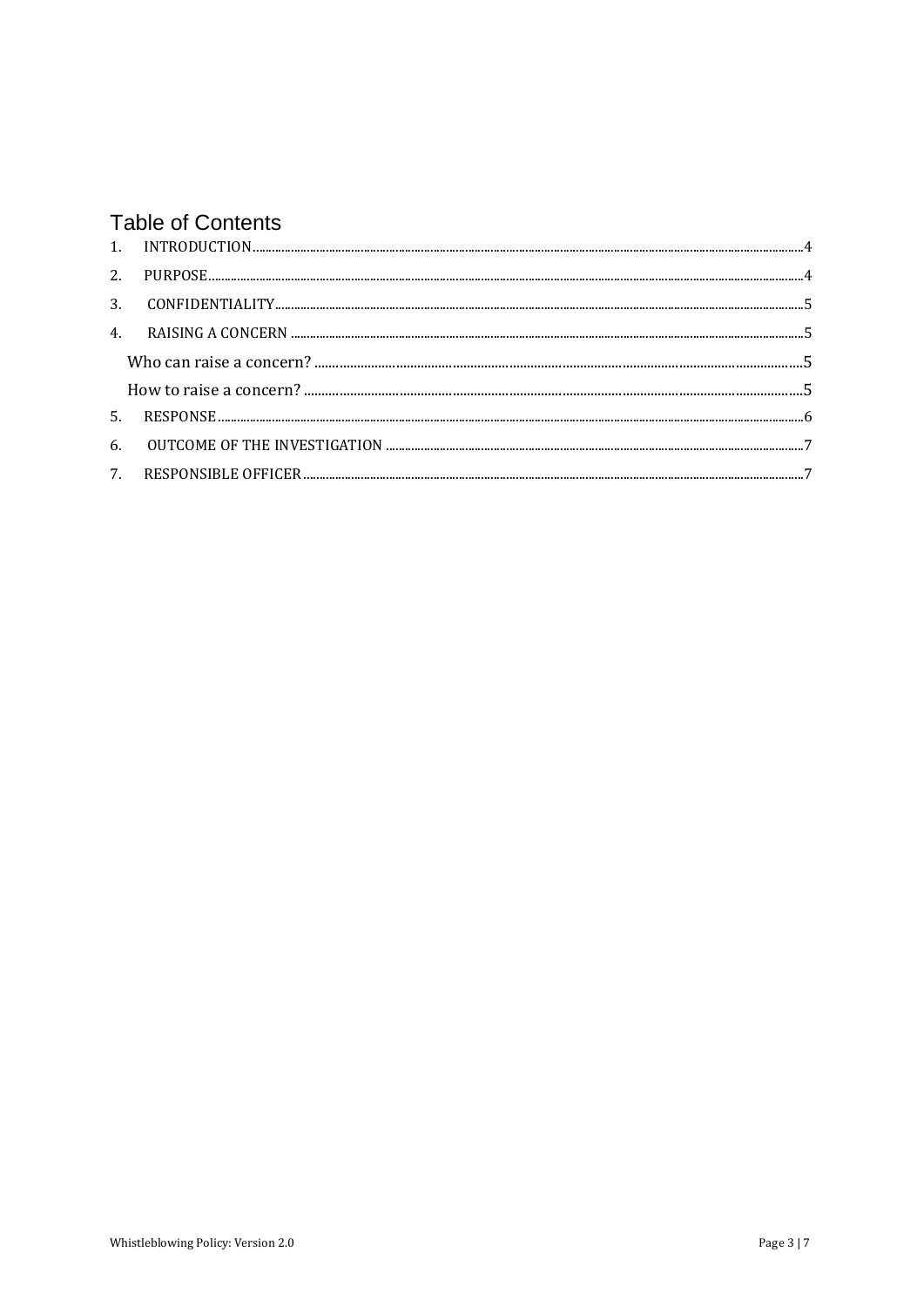# Table of Contents

1. INTRODUCTION .......... 4
2. PURPOSE .......... 4
3. CONFIDENTIALITY .......... 5
4. RAISING A CONCERN .......... 5
   - Who can raise a concern? .......... 5
   - How to raise a concern? .......... 5
5. RESPONSE .......... 6
6. OUTCOME OF THE INVESTIGATION .......... 7
7. RESPONSIBLE OFFICER .......... 7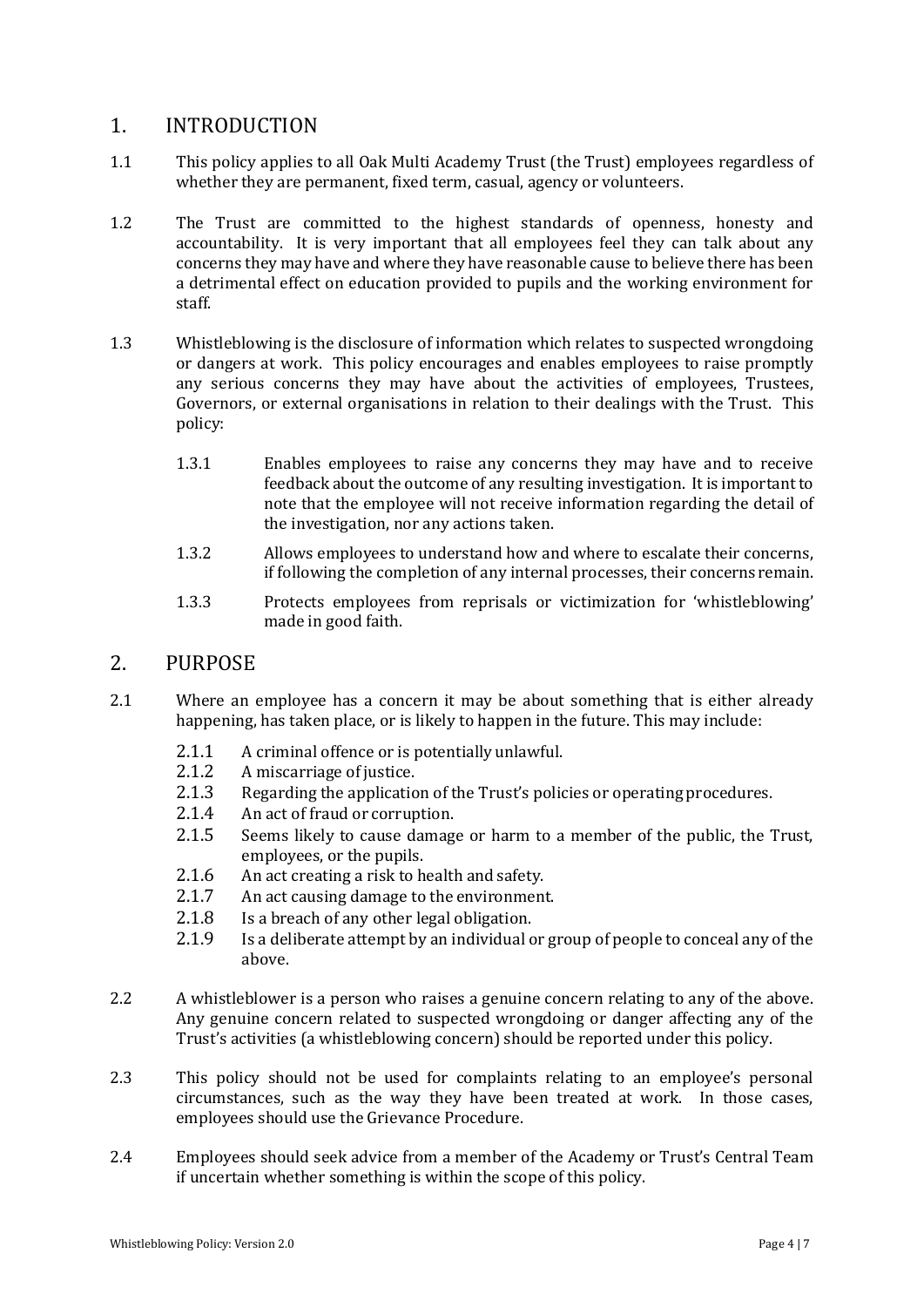## 1. INTRODUCTION

1.1 This policy applies to all Oak Multi Academy Trust (the Trust) employees regardless of whether they are permanent, fixed term, casual, agency or volunteers.

1.2 The Trust are committed to the highest standards of openness, honesty and accountability. It is very important that all employees feel they can talk about any concerns they may have and where they have reasonable cause to believe there has been a detrimental effect on education provided to pupils and the working environment for staff.

1.3 Whistleblowing is the disclosure of information which relates to suspected wrongdoing or dangers at work. This policy encourages and enables employees to raise promptly any serious concerns they may have about the activities of employees, Trustees, Governors, or external organisations in relation to their dealings with the Trust. This policy:

- 1.3.1 Enables employees to raise any concerns they may have and to receive feedback about the outcome of any resulting investigation. It is important to note that the employee will not receive information regarding the detail of the investigation, nor any actions taken.
- 1.3.2 Allows employees to understand how and where to escalate their concerns, if following the completion of any internal processes, their concerns remain.
- 1.3.3 Protects employees from reprisals or victimization for 'whistleblowing' made in good faith.

## 2. PURPOSE

2.1 Where an employee has a concern it may be about something that is either already happening, has taken place, or is likely to happen in the future. This may include:

- 2.1.1 A criminal offence or is potentially unlawful.
- 2.1.2 A miscarriage of justice.
- 2.1.3 Regarding the application of the Trust's policies or operating procedures.
- 2.1.4 An act of fraud or corruption.
- 2.1.5 Seems likely to cause damage or harm to a member of the public, the Trust, employees, or the pupils.
- 2.1.6 An act creating a risk to health and safety.
- 2.1.7 An act causing damage to the environment.
- 2.1.8 Is a breach of any other legal obligation.
- 2.1.9 Is a deliberate attempt by an individual or group of people to conceal any of the above.

2.2 A whistleblower is a person who raises a genuine concern relating to any of the above. Any genuine concern related to suspected wrongdoing or danger affecting any of the Trust's activities (a whistleblowing concern) should be reported under this policy.

2.3 This policy should not be used for complaints relating to an employee's personal circumstances, such as the way they have been treated at work. In those cases, employees should use the Grievance Procedure.

2.4 Employees should seek advice from a member of the Academy or Trust's Central Team if uncertain whether something is within the scope of this policy.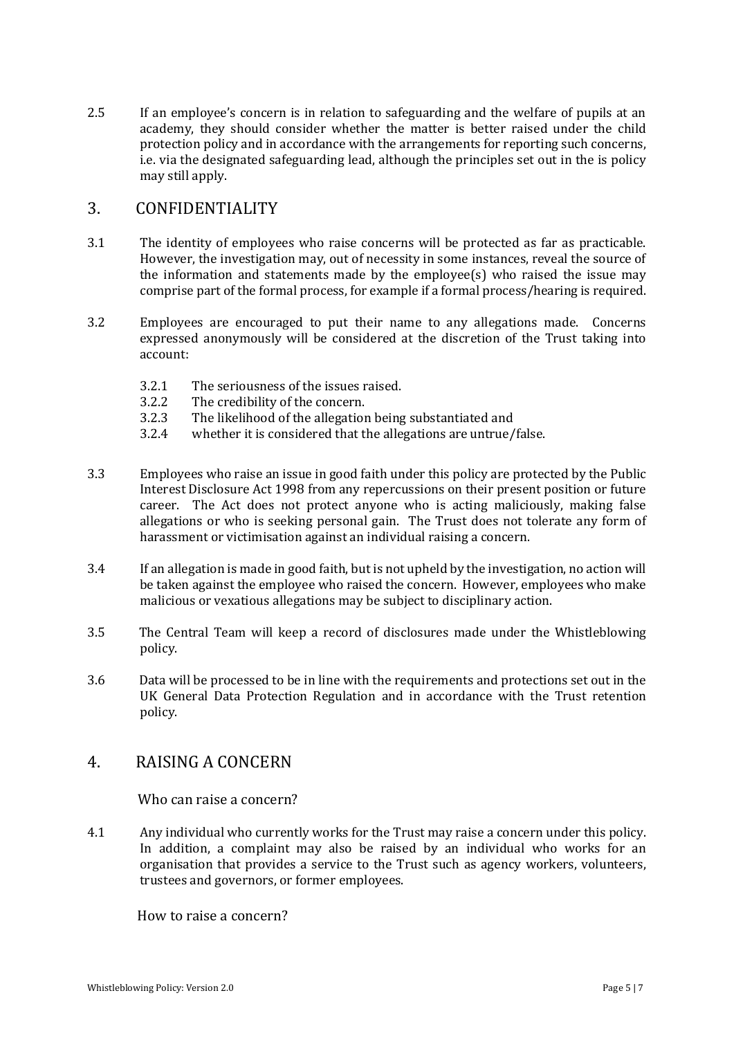2.5 If an employee's concern is in relation to safeguarding and the welfare of pupils at an academy, they should consider whether the matter is better raised under the child protection policy and in accordance with the arrangements for reporting such concerns, i.e. via the designated safeguarding lead, although the principles set out in the is policy may still apply.

## 3. CONFIDENTIALITY

3.1 The identity of employees who raise concerns will be protected as far as practicable. However, the investigation may, out of necessity in some instances, reveal the source of the information and statements made by the employee(s) who raised the issue may comprise part of the formal process, for example if a formal process/hearing is required.

3.2 Employees are encouraged to put their name to any allegations made. Concerns expressed anonymously will be considered at the discretion of the Trust taking into account:

- 3.2.1 The seriousness of the issues raised.
- 3.2.2 The credibility of the concern.
- 3.2.3 The likelihood of the allegation being substantiated and
- 3.2.4 whether it is considered that the allegations are untrue/false.

3.3 Employees who raise an issue in good faith under this policy are protected by the Public Interest Disclosure Act 1998 from any repercussions on their present position or future career. The Act does not protect anyone who is acting maliciously, making false allegations or who is seeking personal gain. The Trust does not tolerate any form of harassment or victimisation against an individual raising a concern.

3.4 If an allegation is made in good faith, but is not upheld by the investigation, no action will be taken against the employee who raised the concern. However, employees who make malicious or vexatious allegations may be subject to disciplinary action.

3.5 The Central Team will keep a record of disclosures made under the Whistleblowing policy.

3.6 Data will be processed to be in line with the requirements and protections set out in the UK General Data Protection Regulation and in accordance with the Trust retention policy.

## 4. RAISING A CONCERN

### Who can raise a concern?

4.1 Any individual who currently works for the Trust may raise a concern under this policy. In addition, a complaint may also be raised by an individual who works for an organisation that provides a service to the Trust such as agency workers, volunteers, trustees and governors, or former employees.

### How to raise a concern?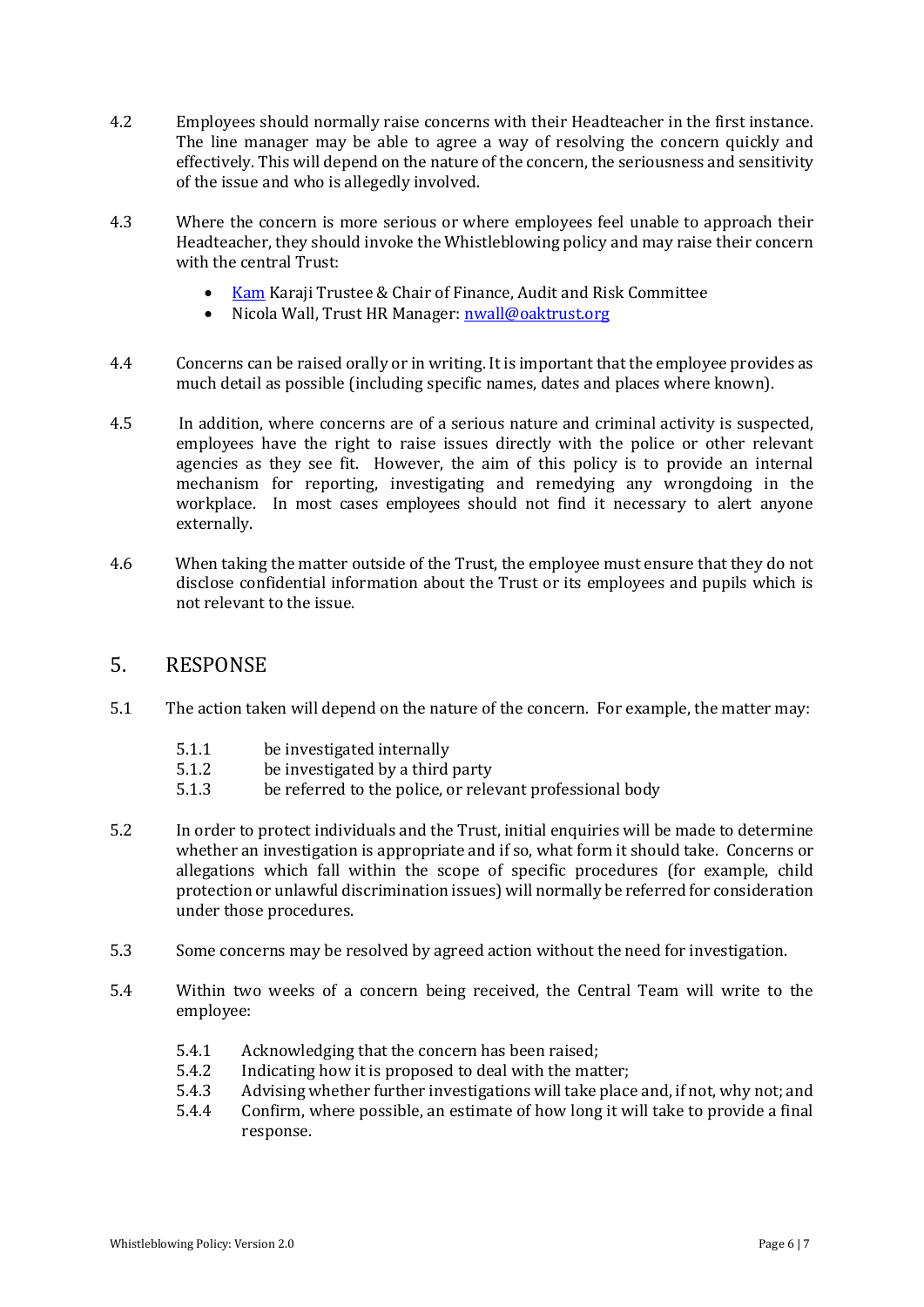4.2 Employees should normally raise concerns with their Headteacher in the first instance. The line manager may be able to agree a way of resolving the concern quickly and effectively. This will depend on the nature of the concern, the seriousness and sensitivity of the issue and who is allegedly involved.

4.3 Where the concern is more serious or where employees feel unable to approach their Headteacher, they should invoke the Whistleblowing policy and may raise their concern with the central Trust:

- Kam Karaji Trustee & Chair of Finance, Audit and Risk Committee
- Nicola Wall, Trust HR Manager: nwall@oaktrust.org

4.4 Concerns can be raised orally or in writing. It is important that the employee provides as much detail as possible (including specific names, dates and places where known).

4.5 In addition, where concerns are of a serious nature and criminal activity is suspected, employees have the right to raise issues directly with the police or other relevant agencies as they see fit. However, the aim of this policy is to provide an internal mechanism for reporting, investigating and remedying any wrongdoing in the workplace. In most cases employees should not find it necessary to alert anyone externally.

4.6 When taking the matter outside of the Trust, the employee must ensure that they do not disclose confidential information about the Trust or its employees and pupils which is not relevant to the issue.

## 5. RESPONSE

5.1 The action taken will depend on the nature of the concern. For example, the matter may:

5.1.1 be investigated internally
5.1.2 be investigated by a third party
5.1.3 be referred to the police, or relevant professional body

5.2 In order to protect individuals and the Trust, initial enquiries will be made to determine whether an investigation is appropriate and if so, what form it should take. Concerns or allegations which fall within the scope of specific procedures (for example, child protection or unlawful discrimination issues) will normally be referred for consideration under those procedures.

5.3 Some concerns may be resolved by agreed action without the need for investigation.

5.4 Within two weeks of a concern being received, the Central Team will write to the employee:

5.4.1 Acknowledging that the concern has been raised;
5.4.2 Indicating how it is proposed to deal with the matter;
5.4.3 Advising whether further investigations will take place and, if not, why not; and
5.4.4 Confirm, where possible, an estimate of how long it will take to provide a final response.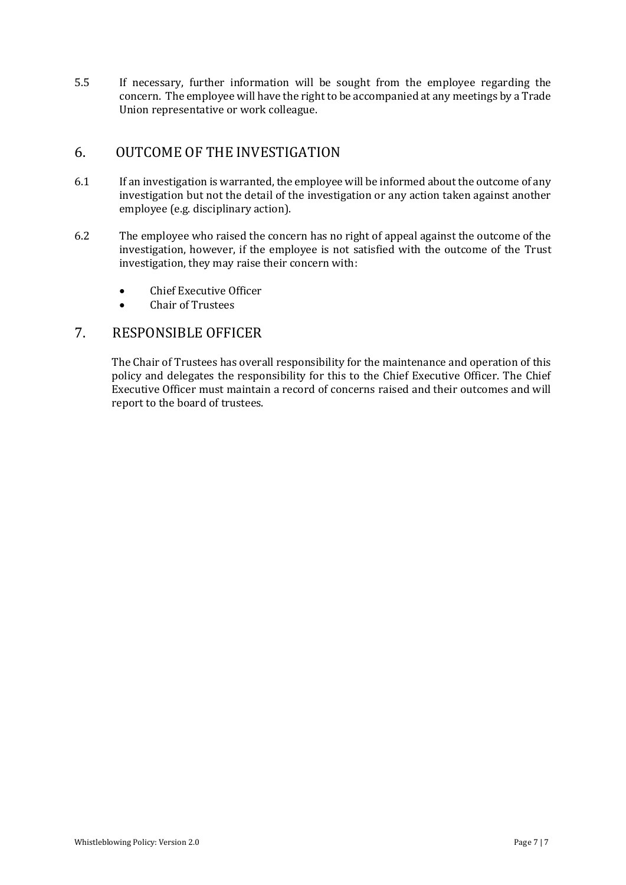5.5 If necessary, further information will be sought from the employee regarding the concern. The employee will have the right to be accompanied at any meetings by a Trade Union representative or work colleague.

## 6. OUTCOME OF THE INVESTIGATION

6.1 If an investigation is warranted, the employee will be informed about the outcome of any investigation but not the detail of the investigation or any action taken against another employee (e.g. disciplinary action).

6.2 The employee who raised the concern has no right of appeal against the outcome of the investigation, however, if the employee is not satisfied with the outcome of the Trust investigation, they may raise their concern with:

- Chief Executive Officer
- Chair of Trustees

## 7. RESPONSIBLE OFFICER

The Chair of Trustees has overall responsibility for the maintenance and operation of this policy and delegates the responsibility for this to the Chief Executive Officer. The Chief Executive Officer must maintain a record of concerns raised and their outcomes and will report to the board of trustees.